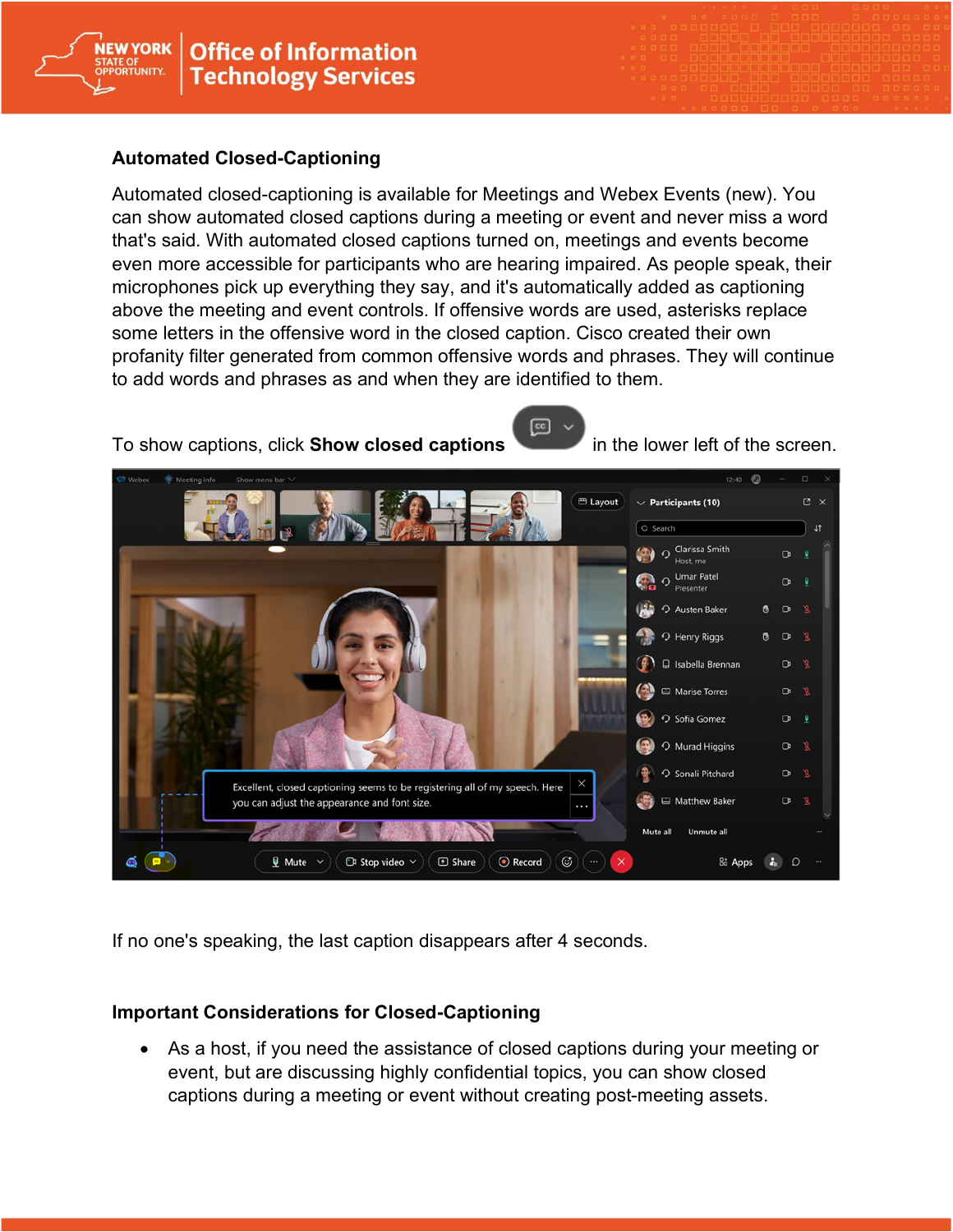## Automated Closed-Captioning

Automated closed-captioning is available for Meetings and Webex Events (new). You can show automated closed captions during a meeting or event and never miss a word that's said. With automated closed captions turned on, meetings and events become even more accessible for participants who are hearing impaired. As people speak, their microphones pick up everything they say, and it's automatically added as captioning above the meeting and event controls. If offensive words are used, asterisks replace some letters in the offensive word in the closed caption. Cisco created their own profanity filter generated from common offensive words and phrases. They will continue to add words and phrases as and when they are identified to them.

To show captions, click **Show closed captions** in the lower left of the screen.

If no one's speaking, the last caption disappears after 4 seconds.

## Important Considerations for Closed-Captioning

- As a host, if you need the assistance of closed captions during your meeting or event, but are discussing highly confidential topics, you can show closed captions during a meeting or event without creating post-meeting assets.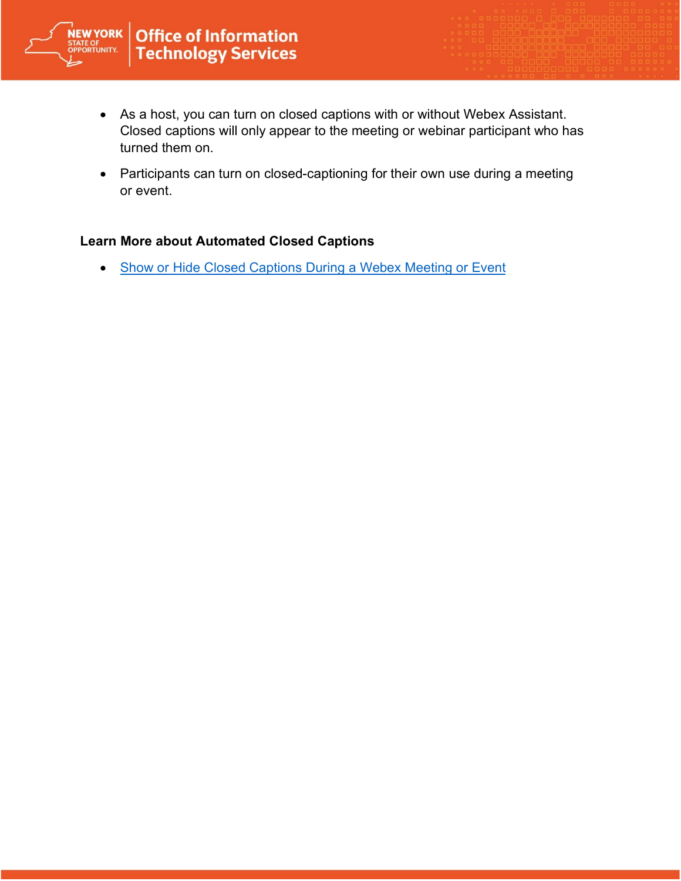- As a host, you can turn on closed captions with or without Webex Assistant. Closed captions will only appear to the meeting or webinar participant who has turned them on.
- Participants can turn on closed-captioning for their own use during a meeting or event.

**Learn More about Automated Closed Captions**

- Show or Hide Closed Captions During a Webex Meeting or Event